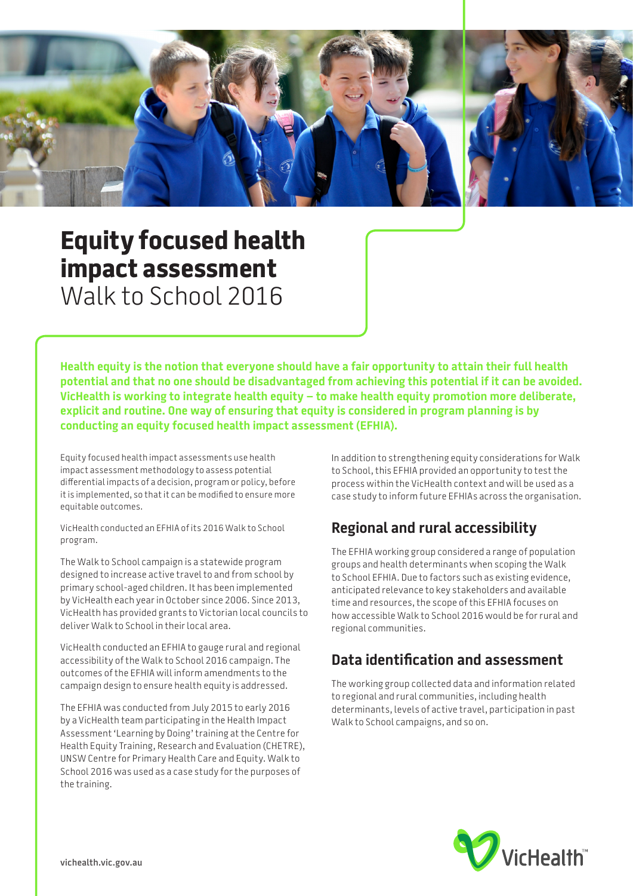# Equity focused health impact assessment

Walk to School 2016

**Health equity is the notion that everyone should have a fair opportunity to attain their full health potential and that no one should be disadvantaged from achieving this potential if it can be avoided. VicHealth is working to integrate health equity – to make health equity promotion more deliberate, explicit and routine. One way of ensuring that equity is considered in program planning is by conducting an equity focused health impact assessment (EFHIA).**

Equity focused health impact assessments use health impact assessment methodology to assess potential differential impacts of a decision, program or policy, before it is implemented, so that it can be modified to ensure more equitable outcomes.

VicHealth conducted an EFHIA of its 2016 Walk to School program.

The Walk to School campaign is a statewide program designed to increase active travel to and from school by primary school-aged children. It has been implemented by VicHealth each year in October since 2006. Since 2013, VicHealth has provided grants to Victorian local councils to deliver Walk to School in their local area.

VicHealth conducted an EFHIA to gauge rural and regional accessibility of the Walk to School 2016 campaign. The outcomes of the EFHIA will inform amendments to the campaign design to ensure health equity is addressed.

The EFHIA was conducted from July 2015 to early 2016 by a VicHealth team participating in the Health Impact Assessment 'Learning by Doing' training at the Centre for Health Equity Training, Research and Evaluation (CHETRE), UNSW Centre for Primary Health Care and Equity. Walk to School 2016 was used as a case study for the purposes of the training.

In addition to strengthening equity considerations for Walk to School, this EFHIA provided an opportunity to test the process within the VicHealth context and will be used as a case study to inform future EFHIAs across the organisation.

## Regional and rural accessibility

The EFHIA working group considered a range of population groups and health determinants when scoping the Walk to School EFHIA. Due to factors such as existing evidence, anticipated relevance to key stakeholders and available time and resources, the scope of this EFHIA focuses on how accessible Walk to School 2016 would be for rural and regional communities.

## Data identification and assessment

The working group collected data and information related to regional and rural communities, including health determinants, levels of active travel, participation in past Walk to School campaigns, and so on.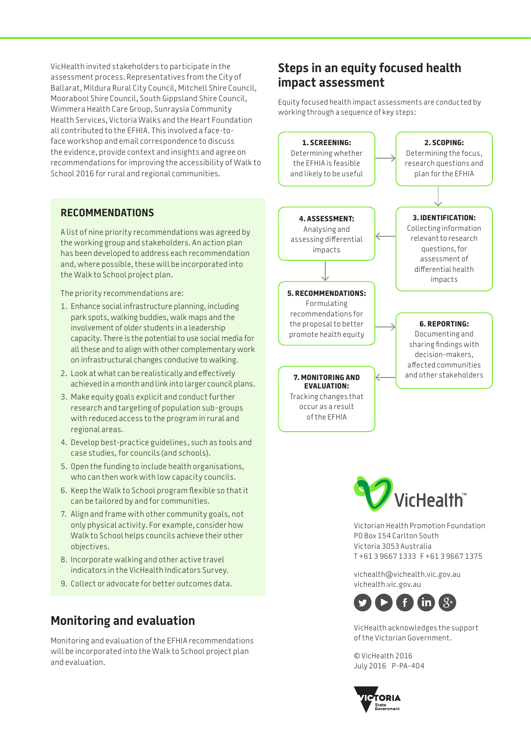VicHealth invited stakeholders to participate in the assessment process. Representatives from the City of Ballarat, Mildura Rural City Council, Mitchell Shire Council, Moorabool Shire Council, South Gippsland Shire Council, Wimmera Health Care Group, Sunraysia Community Health Services, Victoria Walks and the Heart Foundation all contributed to the EFHIA. This involved a face-to-face workshop and email correspondence to discuss the evidence, provide context and insights and agree on recommendations for improving the accessibility of Walk to School 2016 for rural and regional communities.

## RECOMMENDATIONS

A list of nine priority recommendations was agreed by the working group and stakeholders. An action plan has been developed to address each recommendation and, where possible, these will be incorporated into the Walk to School project plan.

The priority recommendations are:

1. Enhance social infrastructure planning, including park spots, walking buddies, walk maps and the involvement of older students in a leadership capacity. There is the potential to use social media for all these and to align with other complementary work on infrastructural changes conducive to walking.
2. Look at what can be realistically and effectively achieved in a month and link into larger council plans.
3. Make equity goals explicit and conduct further research and targeting of population sub-groups with reduced access to the program in rural and regional areas.
4. Develop best-practice guidelines, such as tools and case studies, for councils (and schools).
5. Open the funding to include health organisations, who can then work with low capacity councils.
6. Keep the Walk to School program flexible so that it can be tailored by and for communities.
7. Align and frame with other community goals, not only physical activity. For example, consider how Walk to School helps councils achieve their other objectives.
8. Incorporate walking and other active travel indicators in the VicHealth Indicators Survey.
9. Collect or advocate for better outcomes data.

## Monitoring and evaluation

Monitoring and evaluation of the EFHIA recommendations will be incorporated into the Walk to School project plan and evaluation.

## Steps in an equity focused health impact assessment

Equity focused health impact assessments are conducted by working through a sequence of key steps:

**1. SCREENING:** Determining whether the EFHIA is feasible and likely to be useful

**2. SCOPING:** Determining the focus, research questions and plan for the EFHIA

**3. IDENTIFICATION:** Collecting information relevant to research questions, for assessment of differential health impacts

**4. ASSESSMENT:** Analysing and assessing differential impacts

**5. RECOMMENDATIONS:** Formulating recommendations for the proposal to better promote health equity

**6. REPORTING:** Documenting and sharing findings with decision-makers, affected communities and other stakeholders

**7. MONITORING AND EVALUATION:** Tracking changes that occur as a result of the EFHIA

VicHealth™

Victorian Health Promotion Foundation
PO Box 154 Carlton South
Victoria 3053 Australia
T +61 3 9667 1333 F +61 3 9667 1375

vichealth@vichealth.vic.gov.au
vichealth.vic.gov.au

VicHealth acknowledges the support of the Victorian Government.

© VicHealth 2016
July 2016 P-PA-404

VICTORIA State Government